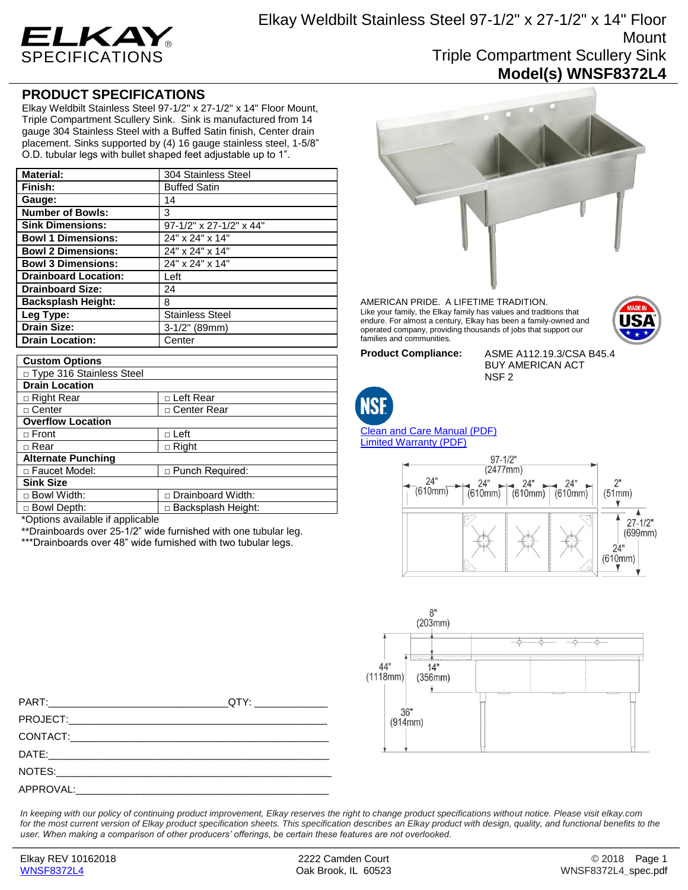ELKAY SPECIFICATIONS

# Elkay Weldbilt Stainless Steel 97-1/2" x 27-1/2" x 14" Floor Mount Triple Compartment Scullery Sink

**Model(s) WNSF8372L4**

## PRODUCT SPECIFICATIONS

Elkay Weldbilt Stainless Steel 97-1/2" x 27-1/2" x 14" Floor Mount, Triple Compartment Scullery Sink. Sink is manufactured from 14 gauge 304 Stainless Steel with a Buffed Satin finish, Center drain placement. Sinks supported by (4) 16 gauge stainless steel, 1-5/8" O.D. tubular legs with bullet shaped feet adjustable up to 1".

| | |
|---|---|
| **Material:** | 304 Stainless Steel |
| **Finish:** | Buffed Satin |
| **Gauge:** | 14 |
| **Number of Bowls:** | 3 |
| **Sink Dimensions:** | 97-1/2" x 27-1/2" x 44" |
| **Bowl 1 Dimensions:** | 24" x 24" x 14" |
| **Bowl 2 Dimensions:** | 24" x 24" x 14" |
| **Bowl 3 Dimensions:** | 24" x 24" x 14" |
| **Drainboard Location:** | Left |
| **Drainboard Size:** | 24 |
| **Backsplash Height:** | 8 |
| **Leg Type:** | Stainless Steel |
| **Drain Size:** | 3-1/2" (89mm) |
| **Drain Location:** | Center |

| **Custom Options** | |
|---|---|
| □ Type 316 Stainless Steel | |
| **Drain Location** | |
| □ Right Rear | □ Left Rear |
| □ Center | □ Center Rear |
| **Overflow Location** | |
| □ Front | □ Left |
| □ Rear | □ Right |
| **Alternate Punching** | |
| □ Faucet Model: | □ Punch Required: |
| **Sink Size** | |
| □ Bowl Width: | □ Drainboard Width: |
| □ Bowl Depth: | □ Backsplash Height: |

*Options available if applicable

**Drainboards over 25-1/2" wide furnished with one tubular leg.

***Drainboards over 48" wide furnished with two tubular legs.

AMERICAN PRIDE. A LIFETIME TRADITION.
Like your family, the Elkay family has values and traditions that endure. For almost a century, Elkay has been a family-owned and operated company, providing thousands of jobs that support our families and communities.

**Product Compliance:** ASME A112.19.3/CSA B45.4
BUY AMERICAN ACT
NSF 2

Clean and Care Manual (PDF)

Limited Warranty (PDF)

97-1/2" (2477mm); 24" (610mm); 24" (610mm); 24" (610mm); 24" (610mm); 2" (51mm); 27-1/2" (699mm); 24" (610mm)

8" (203mm); 44" (1118mm); 14" (356mm); 36" (914mm)

PART:_______________________________QTY: ____________

PROJECT:_______________________________________________

CONTACT:_______________________________________________

DATE:__________________________________________________

NOTES:_________________________________________________

APPROVAL:______________________________________________

*In keeping with our policy of continuing product improvement, Elkay reserves the right to change product specifications without notice. Please visit elkay.com for the most current version of Elkay product specification sheets. This specification describes an Elkay product with design, quality, and functional benefits to the user. When making a comparison of other producers' offerings, be certain these features are not overlooked.*

Elkay REV 10162018
WNSF8372L4

2222 Camden Court
Oak Brook, IL 60523

© 2018
WNSF8372L4_spec.pdf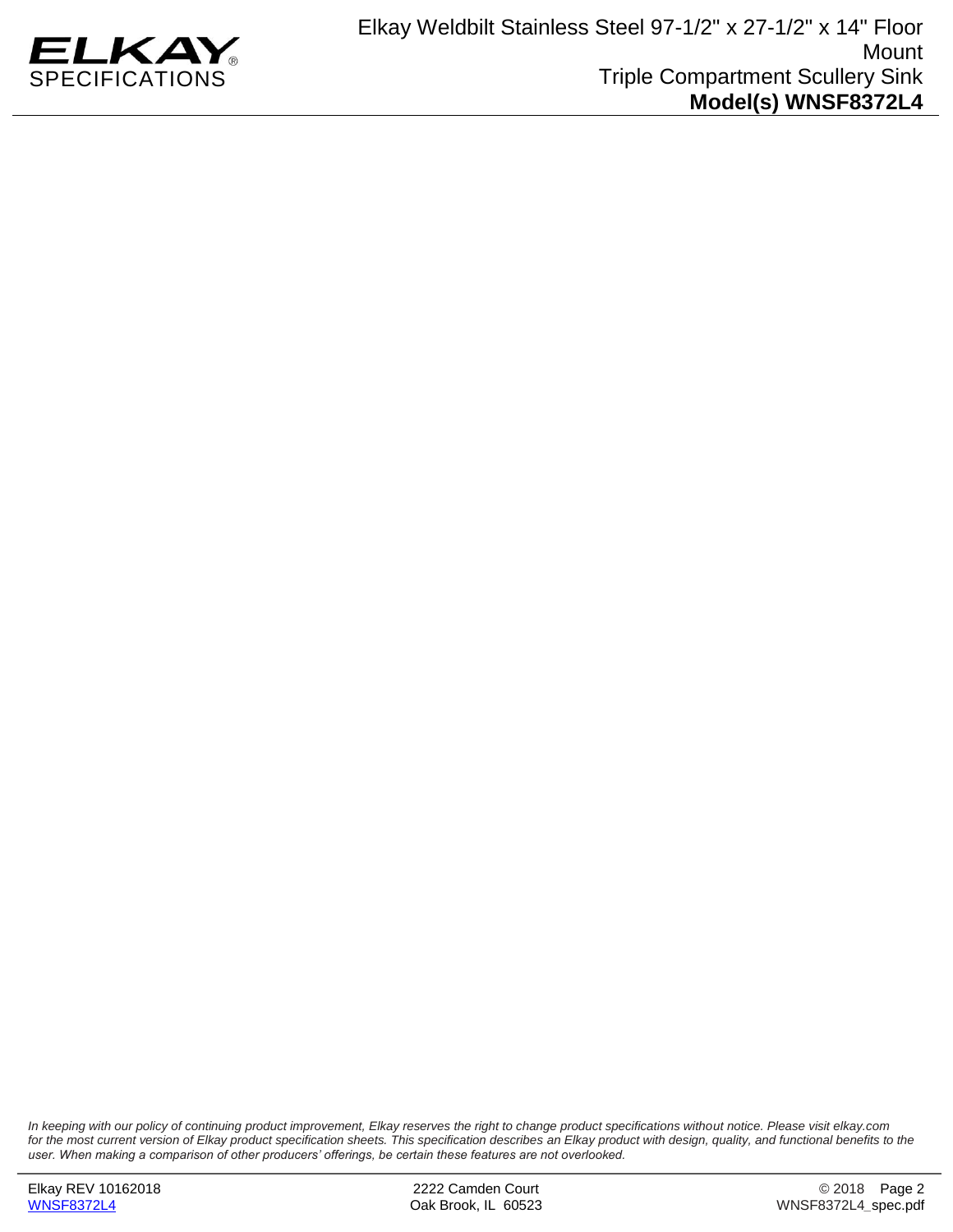*In keeping with our policy of continuing product improvement, Elkay reserves the right to change product specifications without notice. Please visit elkay.com for the most current version of Elkay product specification sheets. This specification describes an Elkay product with design, quality, and functional benefits to the user. When making a comparison of other producers' offerings, be certain these features are not overlooked.*